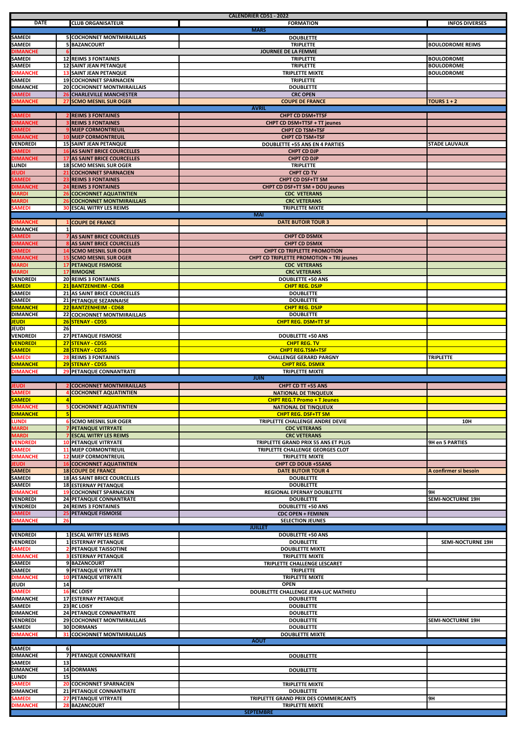| CALENDRIER CD51 - 2022 | | | | |
|---|---|---|---|---|
| **DATE** | | **CLUB ORGANISATEUR** | **FORMATION** | **INFOS DIVERSES** |
| | | | **MARS** | |
| SAMEDI | 5 | COCHONNET MONTMIRAILLAIS | DOUBLETTE | |
| SAMEDI | 5 | BAZANCOURT | TRIPLETTE | BOULODROME REIMS |
| DIMANCHE | 6 | | JOURNEE DE LA FEMME | |
| SAMEDI | 12 | REIMS 3 FONTAINES | TRIPLETTE | BOULODROME |
| SAMEDI | 12 | SAINT JEAN PETANQUE | TRIPLETTE | BOULODROME |
| DIMANCHE | 13 | SAINT JEAN PETANQUE | TRIPLETTE MIXTE | BOULODROME |
| SAMEDI | 19 | COCHONNET SPARNACIEN | TRIPLETTE | |
| DIMANCHE | 20 | COCHONNET MONTMIRAILLAIS | DOUBLETTE | |
| SAMEDI | 26 | CHARLEVILLE MANCHESTER | CRC OPEN | |
| DIMANCHE | 27 | SCMO MESNIL SUR OGER | COUPE DE FRANCE | TOURS 1 + 2 |
| | | | **AVRIL** | |
| SAMEDI | 2 | REIMS 3 FONTAINES | CHPT CD DSM+TTSF | |
| DIMANCHE | 3 | REIMS 3 FONTAINES | CHPT CD DSM+TTSF + TT jeunes | |
| SAMEDI | 9 | MJEP CORMONTREUIL | CHPT CD TSM+TSF | |
| DIMANCHE | 10 | MJEP CORMONTREUIL | CHPT CD TSM+TSF | |
| VENDREDI | 15 | SAINT JEAN PETANQUE | DOUBLETTE +55 ANS EN 4 PARTIES | STADE LAUVAUX |
| SAMEDI | 16 | AS SAINT BRICE COURCELLES | CHPT CD DJP | |
| DIMANCHE | 17 | AS SAINT BRICE COURCELLES | CHPT CD DJP | |
| LUNDI | 18 | SCMO MESNIL SUR OGER | TRIPLETTE | |
| JEUDI | 21 | COCHONNET SPARNACIEN | CHPT CD TV | |
| SAMEDI | 23 | REIMS 3 FONTAINES | CHPT CD DSF+TT SM | |
| DIMANCHE | 24 | REIMS 3 FONTAINES | CHPT CD DSF+TT SM + DOU jeunes | |
| MARDI | 26 | COCHONNET AQUATINTIEN | CDC VETERANS | |
| MARDI | 26 | COCHONNET MONTMIRAILLAIS | CRC VETERANS | |
| SAMEDI | 30 | ESCAL WITRY LES REIMS | TRIPLETTE MIXTE | |
| | | | **MAI** | |
| DIMANCHE | 1 | COUPE DE FRANCE | DATE BUTOIR TOUR 3 | |
| DIMANCHE | 1 | | | |
| SAMEDI | 7 | AS SAINT BRICE COURCELLES | CHPT CD DSMIX | |
| DIMANCHE | 8 | AS SAINT BRICE COURCELLES | CHPT CD DSMIX | |
| SAMEDI | 14 | SCMO MESNIL SUR OGER | CHPT CD TRIPLETTE PROMOTION | |
| DIMANCHE | 15 | SCMO MESNIL SUR OGER | CHPT CD TRIPLETTE PROMOTION + TRI jeunes | |
| MARDI | 17 | PETANQUE FISMOISE | CDC VETERANS | |
| MARDI | 17 | RIMOGNE | CRC VETERANS | |
| VENDREDI | 20 | REIMS 3 FONTAINES | DOUBLETTE +50 ANS | |
| SAMEDI | 21 | BANTZENHEIM - CD68 | CHPT REG. DSJP | |
| SAMEDI | 21 | AS SAINT BRICE COURCELLES | DOUBLETTE | |
| SAMEDI | 21 | PETANQUE SEZANNAISE | DOUBLETTE | |
| DIMANCHE | 22 | BANTZENHEIM - CD68 | CHPT REG. DSJP | |
| DIMANCHE | 22 | COCHONNET MONTMIRAILLAIS | DOUBLETTE | |
| JEUDI | 26 | STENAY - CD55 | CHPT REG. DSM+TT SF | |
| JEUDI | 26 | | | |
| VENDREDI | 27 | PETANQUE FISMOISE | DOUBLETTE +50 ANS | |
| VENDREDI | 27 | STENAY - CD55 | CHPT REG. TV | |
| SAMEDI | 28 | STENAY - CD55 | CHPT REG.TSM+TSF | |
| SAMEDI | 28 | REIMS 3 FONTAINES | CHALLENGE GERARD PARGNY | TRIPLETTE |
| DIMANCHE | 29 | STENAY - CD55 | CHPT REG. DSMIX | |
| DIMANCHE | 29 | PETANQUE CONNANTRATE | TRIPLETTE MIXTE | |
| | | | **JUIN** | |
| JEUDI | 2 | COCHONNET MONTMIRAILLAIS | CHPT CD TT +55 ANS | |
| SAMEDI | 4 | COCHONNET AQUATINTIEN | NATIONAL DE TINQUEUX | |
| SAMEDI | 4 | | CHPT REG.T Promo + T Jeunes | |
| DIMANCHE | 5 | COCHONNET AQUATINTIEN | NATIONAL DE TINQUEUX | |
| DIMANCHE | 5 | | CHPT REG. DSF+TT SM | |
| LUNDI | 6 | SCMO MESNIL SUR OGER | TRIPLETTE CHALLENGE ANDRE DEVIE | 10H |
| MARDI | 7 | PETANQUE VITRYATE | CDC VETERANS | |
| MARDI | 7 | ESCAL WITRY LES REIMS | CRC VETERANS | |
| VENDREDI | 10 | PETANQUE VITRYATE | TRIPLETTE GRAND PRIX 55 ANS ET PLUS | 9H en 5 PARTIES |
| SAMEDI | 11 | MJEP CORMONTREUIL | TRIPLETTE CHALLENGE GEORGES CLOT | |
| DIMANCHE | 12 | MJEP CORMONTREUIL | TRIPLETTE MIXTE | |
| JEUDI | 16 | COCHONNET AQUATINTIEN | CHPT CD DOUB +55ANS | |
| SAMEDI | 18 | COUPE DE FRANCE | DATE BUTOIR TOUR 4 | A confirmer si besoin |
| SAMEDI | 18 | AS SAINT BRICE COURCELLES | DOUBLETTE | |
| SAMEDI | 18 | ESTERNAY PETANQUE | DOUBLETTE | |
| DIMANCHE | 19 | COCHONNET SPARNACIEN | REGIONAL EPERNAY DOUBLETTE | 9H |
| VENDREDI | 24 | PETANQUE CONNANTRATE | DOUBLETTE | SEMI-NOCTURNE 19H |
| VENDREDI | 24 | REIMS 3 FONTAINES | DOUBLETTE +50 ANS | |
| SAMEDI | 25 | PETANQUE FISMOISE | CDC OPEN + FEMININ | |
| DIMANCHE | 26 | | SELECTION JEUNES | |
| | | | **JUILLET** | |
| VENDREDI | 1 | ESCAL WITRY LES REIMS | DOUBLETTE +50 ANS | |
| VENDREDI | 1 | ESTERNAY PETANQUE | DOUBLETTE | SEMI-NOCTURNE 19H |
| SAMEDI | 2 | PETANQUE TAISSOTINE | DOUBLETTE MIXTE | |
| DIMANCHE | 3 | ESTERNAY PETANQUE | TRIPLETTE MIXTE | |
| SAMEDI | 9 | BAZANCOURT | TRIPLETTE CHALLENGE LESCARET | |
| SAMEDI | 9 | PETANQUE VITRYATE | TRIPLETTE | |
| DIMANCHE | 10 | PETANQUE VITRYATE | TRIPLETTE MIXTE | |
| JEUDI | 14 | | OPEN | |
| SAMEDI | 16 | RC LOISY | DOUBLETTE CHALLENGE JEAN-LUC MATHIEU | |
| DIMANCHE | 17 | ESTERNAY PETANQUE | DOUBLETTE | |
| SAMEDI | 23 | RC LOISY | DOUBLETTE | |
| DIMANCHE | 24 | PETANQUE CONNANTRATE | DOUBLETTE | |
| VENDREDI | 29 | COCHONNET MONTMIRAILLAIS | DOUBLETTE | SEMI-NOCTURNE 19H |
| SAMEDI | 30 | DORMANS | DOUBLETTE | |
| DIMANCHE | 31 | COCHONNET MONTMIRAILLAIS | DOUBLETTE MIXTE | |
| | | | **AOUT** | |
| SAMEDI | 6 | | | |
| DIMANCHE | 7 | PETANQUE CONNANTRATE | DOUBLETTE | |
| SAMEDI | 13 | | | |
| DIMANCHE | 14 | DORMANS | DOUBLETTE | |
| LUNDI | 15 | | | |
| SAMEDI | 20 | COCHONNET SPARNACIEN | TRIPLETTE MIXTE | |
| DIMANCHE | 21 | PETANQUE CONNANTRATE | DOUBLETTE | |
| SAMEDI | 27 | PETANQUE VITRYATE | TRIPLETTE GRAND PRIX DES COMMERCANTS | 9H |
| DIMANCHE | 28 | BAZANCOURT | TRIPLETTE MIXTE | |
| | | | **SEPTEMBRE** | |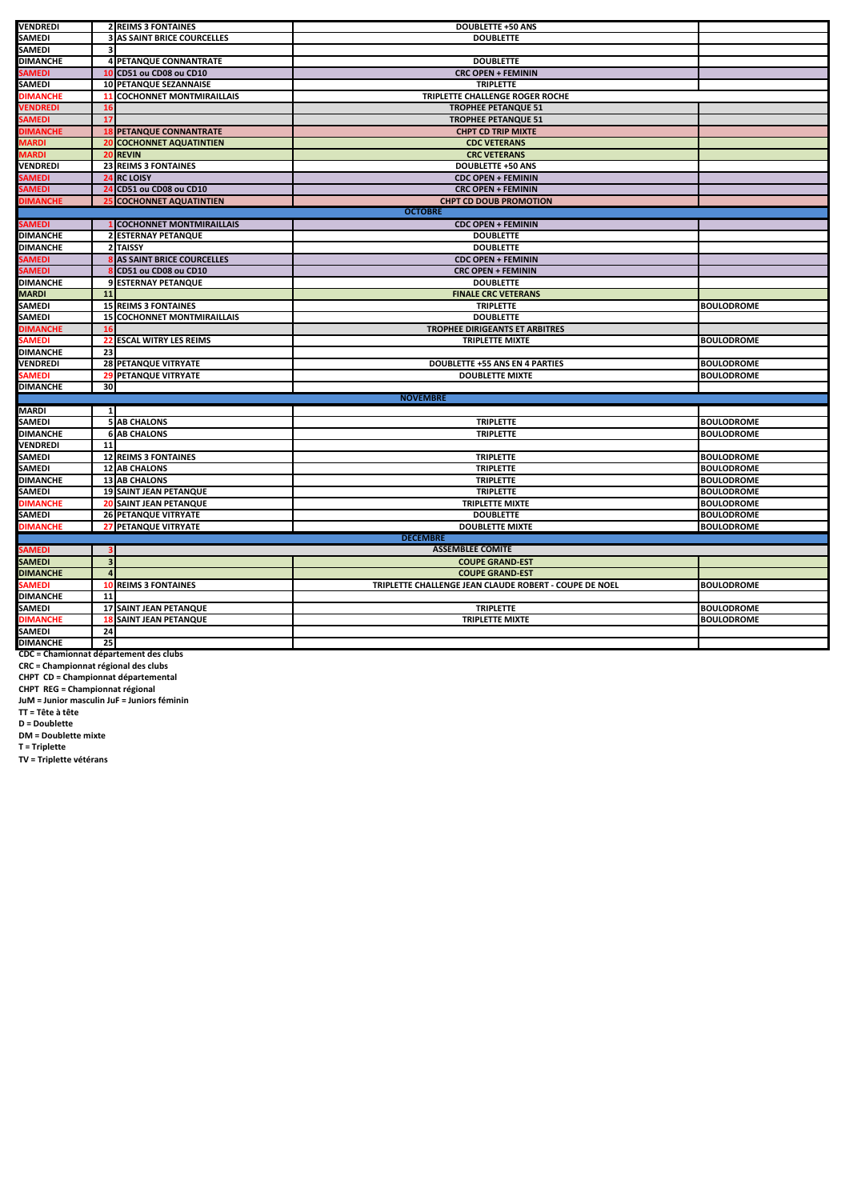| | | | | |
|---|---|---|---|---|
| VENDREDI | 2 | REIMS 3 FONTAINES | DOUBLETTE +50 ANS | |
| SAMEDI | 3 | AS SAINT BRICE COURCELLES | DOUBLETTE | |
| SAMEDI | 3 | | | |
| DIMANCHE | 4 | PETANQUE CONNANTRATE | DOUBLETTE | |
| SAMEDI | 10 | CD51 ou CD08 ou CD10 | CRC OPEN + FEMININ | |
| SAMEDI | 10 | PETANQUE SEZANNAISE | TRIPLETTE | |
| DIMANCHE | 11 | COCHONNET MONTMIRAILLAIS | TRIPLETTE CHALLENGE ROGER ROCHE | |
| VENDREDI | 16 | | TROPHEE PETANQUE 51 | |
| SAMEDI | 17 | | TROPHEE PETANQUE 51 | |
| DIMANCHE | 18 | PETANQUE CONNANTRATE | CHPT CD TRIP MIXTE | |
| MARDI | 20 | COCHONNET AQUATINTIEN | CDC VETERANS | |
| MARDI | 20 | REVIN | CRC VETERANS | |
| VENDREDI | 23 | REIMS 3 FONTAINES | DOUBLETTE +50 ANS | |
| SAMEDI | 24 | RC LOISY | CDC OPEN + FEMININ | |
| SAMEDI | 24 | CD51 ou CD08 ou CD10 | CRC OPEN + FEMININ | |
| DIMANCHE | 25 | COCHONNET AQUATINTIEN | CHPT CD DOUB PROMOTION | |
| | | | **OCTOBRE** | |
| SAMEDI | 1 | COCHONNET MONTMIRAILLAIS | CDC OPEN + FEMININ | |
| DIMANCHE | 2 | ESTERNAY PETANQUE | DOUBLETTE | |
| DIMANCHE | 2 | TAISSY | DOUBLETTE | |
| SAMEDI | 8 | AS SAINT BRICE COURCELLES | CDC OPEN + FEMININ | |
| SAMEDI | 8 | CD51 ou CD08 ou CD10 | CRC OPEN + FEMININ | |
| DIMANCHE | 9 | ESTERNAY PETANQUE | DOUBLETTE | |
| MARDI | 11 | | FINALE CRC VETERANS | |
| SAMEDI | 15 | REIMS 3 FONTAINES | TRIPLETTE | BOULODROME |
| SAMEDI | 15 | COCHONNET MONTMIRAILLAIS | DOUBLETTE | |
| DIMANCHE | 16 | | TROPHEE DIRIGEANTS ET ARBITRES | |
| SAMEDI | 22 | ESCAL WITRY LES REIMS | TRIPLETTE MIXTE | BOULODROME |
| DIMANCHE | 23 | | | |
| VENDREDI | 28 | PETANQUE VITRYATE | DOUBLETTE +55 ANS EN 4 PARTIES | BOULODROME |
| SAMEDI | 29 | PETANQUE VITRYATE | DOUBLETTE MIXTE | BOULODROME |
| DIMANCHE | 30 | | | |
| | | | **NOVEMBRE** | |
| MARDI | 1 | | | |
| SAMEDI | 5 | AB CHALONS | TRIPLETTE | BOULODROME |
| DIMANCHE | 6 | AB CHALONS | TRIPLETTE | BOULODROME |
| VENDREDI | 11 | | | |
| SAMEDI | 12 | REIMS 3 FONTAINES | TRIPLETTE | BOULODROME |
| SAMEDI | 12 | AB CHALONS | TRIPLETTE | BOULODROME |
| DIMANCHE | 13 | AB CHALONS | TRIPLETTE | BOULODROME |
| SAMEDI | 19 | SAINT JEAN PETANQUE | TRIPLETTE | BOULODROME |
| DIMANCHE | 20 | SAINT JEAN PETANQUE | TRIPLETTE MIXTE | BOULODROME |
| SAMEDI | 26 | PETANQUE VITRYATE | DOUBLETTE | BOULODROME |
| DIMANCHE | 27 | PETANQUE VITRYATE | DOUBLETTE MIXTE | BOULODROME |
| | | | **DECEMBRE** | |
| SAMEDI | 3 | | ASSEMBLEE COMITE | |
| SAMEDI | 3 | | COUPE GRAND-EST | |
| DIMANCHE | 4 | | COUPE GRAND-EST | |
| SAMEDI | 10 | REIMS 3 FONTAINES | TRIPLETTE CHALLENGE JEAN CLAUDE ROBERT - COUPE DE NOEL | BOULODROME |
| DIMANCHE | 11 | | | |
| SAMEDI | 17 | SAINT JEAN PETANQUE | TRIPLETTE | BOULODROME |
| DIMANCHE | 18 | SAINT JEAN PETANQUE | TRIPLETTE MIXTE | BOULODROME |
| SAMEDI | 24 | | | |
| DIMANCHE | 25 | | | |

**CDC = Chamionnat département des clubs**

**CRC = Championnat régional des clubs**

**CHPT CD = Championnat départemental**

**CHPT REG = Championnat régional**

**JuM = Junior masculin JuF = Juniors féminin**

**TT = Tête à tête**

**D = Doublette**

**DM = Doublette mixte**

**T = Triplette**

**TV = Triplette vétérans**